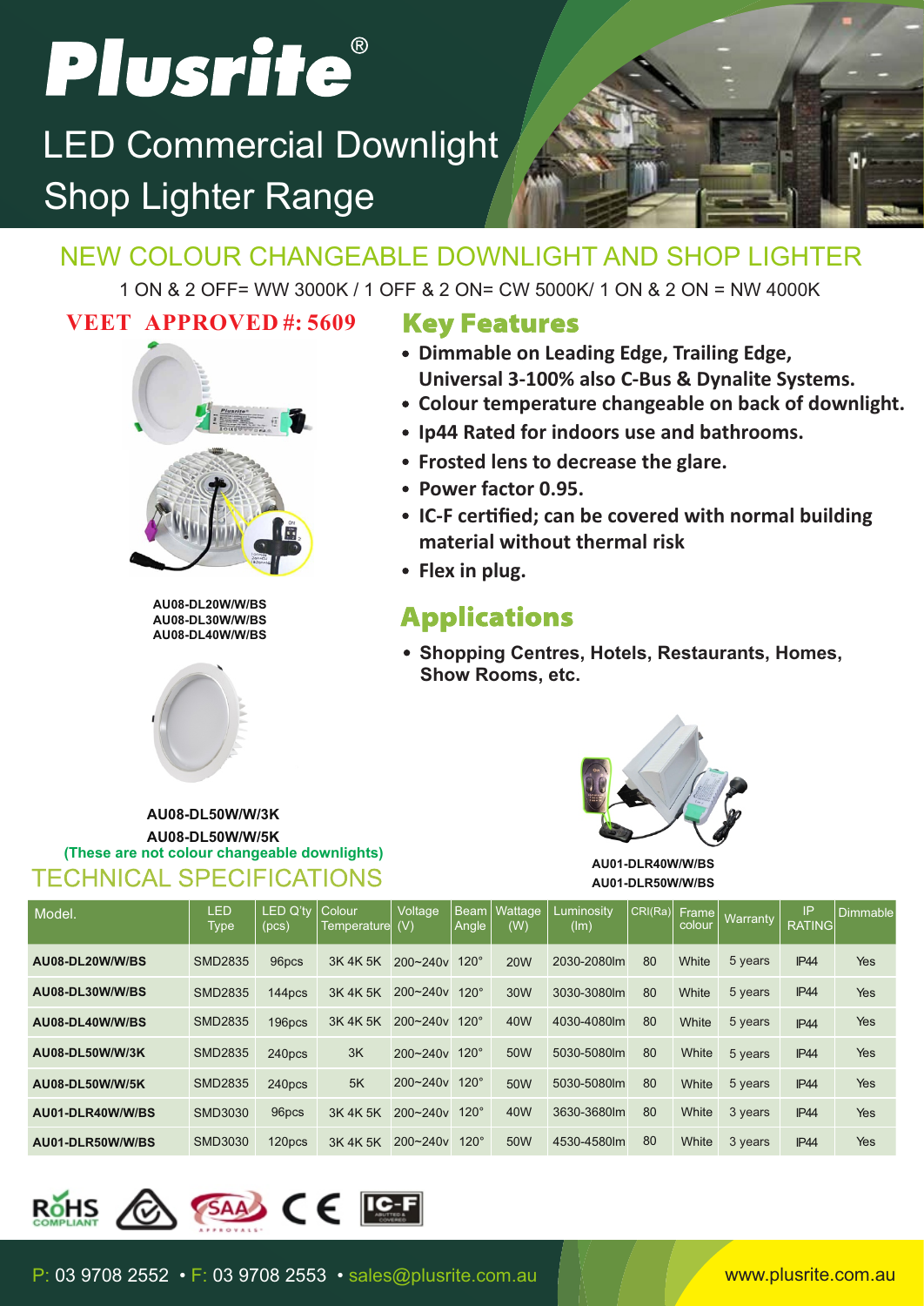# Plusrite®

## LED Commercial Downlight Shop Lighter Range

## NEW COLOUR CHANGEABLE DOWNLIGHT AND SHOP LIGHTER

1 ON & 2 OFF= WW 3000K / 1 OFF & 2 ON= CW 5000K/ 1 ON & 2 ON = NW 4000K

**VEET APPROVED #: 5609**

AU08-DL20W/W/BS
AU08-DL30W/W/BS
AU08-DL40W/W/BS

AU08-DL50W/W/3K
AU08-DL50W/W/5K
(These are not colour changeable downlights)

### Key Features

- **Dimmable on Leading Edge, Trailing Edge, Universal 3-100% also C-Bus & Dynalite Systems.**
- **Colour temperature changeable on back of downlight.**
- **Ip44 Rated for indoors use and bathrooms.**
- **Frosted lens to decrease the glare.**
- **Power factor 0.95.**
- **IC-F certified; can be covered with normal building material without thermal risk**
- **Flex in plug.**

### Applications

- **Shopping Centres, Hotels, Restaurants, Homes, Show Rooms, etc.**

AU01-DLR40W/W/BS
AU01-DLR50W/W/BS

## TECHNICAL SPECIFICATIONS

| Model. | LED Type | LED Q'ty (pcs) | Colour Temperature | Voltage (V) | Beam Angle | Wattage (W) | Luminosity (lm) | CRI(Ra) | Frame colour | Warranty | IP RATING | Dimmable |
|---|---|---|---|---|---|---|---|---|---|---|---|---|
| **AU08-DL20W/W/BS** | SMD2835 | 96pcs | 3K 4K 5K | 200~240v | 120° | 20W | 2030-2080lm | 80 | White | 5 years | IP44 | Yes |
| **AU08-DL30W/W/BS** | SMD2835 | 144pcs | 3K 4K 5K | 200~240v | 120° | 30W | 3030-3080lm | 80 | White | 5 years | IP44 | Yes |
| **AU08-DL40W/W/BS** | SMD2835 | 196pcs | 3K 4K 5K | 200~240v | 120° | 40W | 4030-4080lm | 80 | White | 5 years | IP44 | Yes |
| **AU08-DL50W/W/3K** | SMD2835 | 240pcs | 3K | 200~240v | 120° | 50W | 5030-5080lm | 80 | White | 5 years | IP44 | Yes |
| **AU08-DL50W/W/5K** | SMD2835 | 240pcs | 5K | 200~240v | 120° | 50W | 5030-5080lm | 80 | White | 5 years | IP44 | Yes |
| **AU01-DLR40W/W/BS** | SMD3030 | 96pcs | 3K 4K 5K | 200~240v | 120° | 40W | 3630-3680lm | 80 | White | 3 years | IP44 | Yes |
| **AU01-DLR50W/W/BS** | SMD3030 | 120pcs | 3K 4K 5K | 200~240v | 120° | 50W | 4530-4580lm | 80 | White | 3 years | IP44 | Yes |

P: 03 9708 2552 • F: 03 9708 2553 • sales@plusrite.com.au

www.plusrite.com.au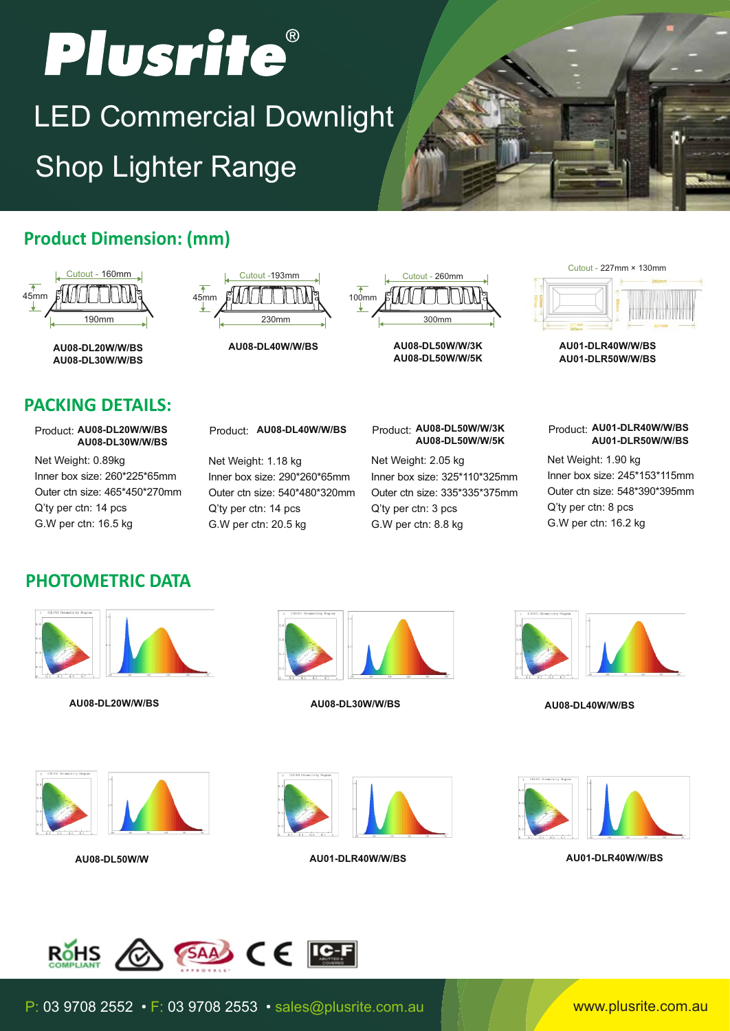# Plusrite®

## LED Commercial Downlight

## Shop Lighter Range

## Product Dimension: (mm)

Cutout - 160mm
45mm
190mm

**AU08-DL20W/W/BS**
**AU08-DL30W/W/BS**

Cutout -193mm
45mm
230mm

**AU08-DL40W/W/BS**

Cutout - 260mm
100mm
300mm

**AU08-DL50W/W/3K**
**AU08-DL50W/W/5K**

Cutout - 227mm × 130mm

**AU01-DLR40W/W/BS**
**AU01-DLR50W/W/BS**

## PACKING DETAILS:

Product: **AU08-DL20W/W/BS**
**AU08-DL30W/W/BS**

Net Weight: 0.89kg
Inner box size: 260*225*65mm
Outer ctn size: 465*450*270mm
Q'ty per ctn: 14 pcs
G.W per ctn: 16.5 kg

Product: **AU08-DL40W/W/BS**

Net Weight: 1.18 kg
Inner box size: 290*260*65mm
Outer ctn size: 540*480*320mm
Q'ty per ctn: 14 pcs
G.W per ctn: 20.5 kg

Product: **AU08-DL50W/W/3K**
**AU08-DL50W/W/5K**

Net Weight: 2.05 kg
Inner box size: 325*110*325mm
Outer ctn size: 335*335*375mm
Q'ty per ctn: 3 pcs
G.W per ctn: 8.8 kg

Product: **AU01-DLR40W/W/BS**
**AU01-DLR50W/W/BS**

Net Weight: 1.90 kg
Inner box size: 245*153*115mm
Outer ctn size: 548*390*395mm
Q'ty per ctn: 8 pcs
G.W per ctn: 16.2 kg

## PHOTOMETRIC DATA

**AU08-DL20W/W/BS**

**AU08-DL30W/W/BS**

**AU08-DL40W/W/BS**

**AU08-DL50W/W**

**AU01-DLR40W/W/BS**

**AU01-DLR40W/W/BS**

P: 03 9708 2552 • F: 03 9708 2553 • sales@plusrite.com.au

www.plusrite.com.au